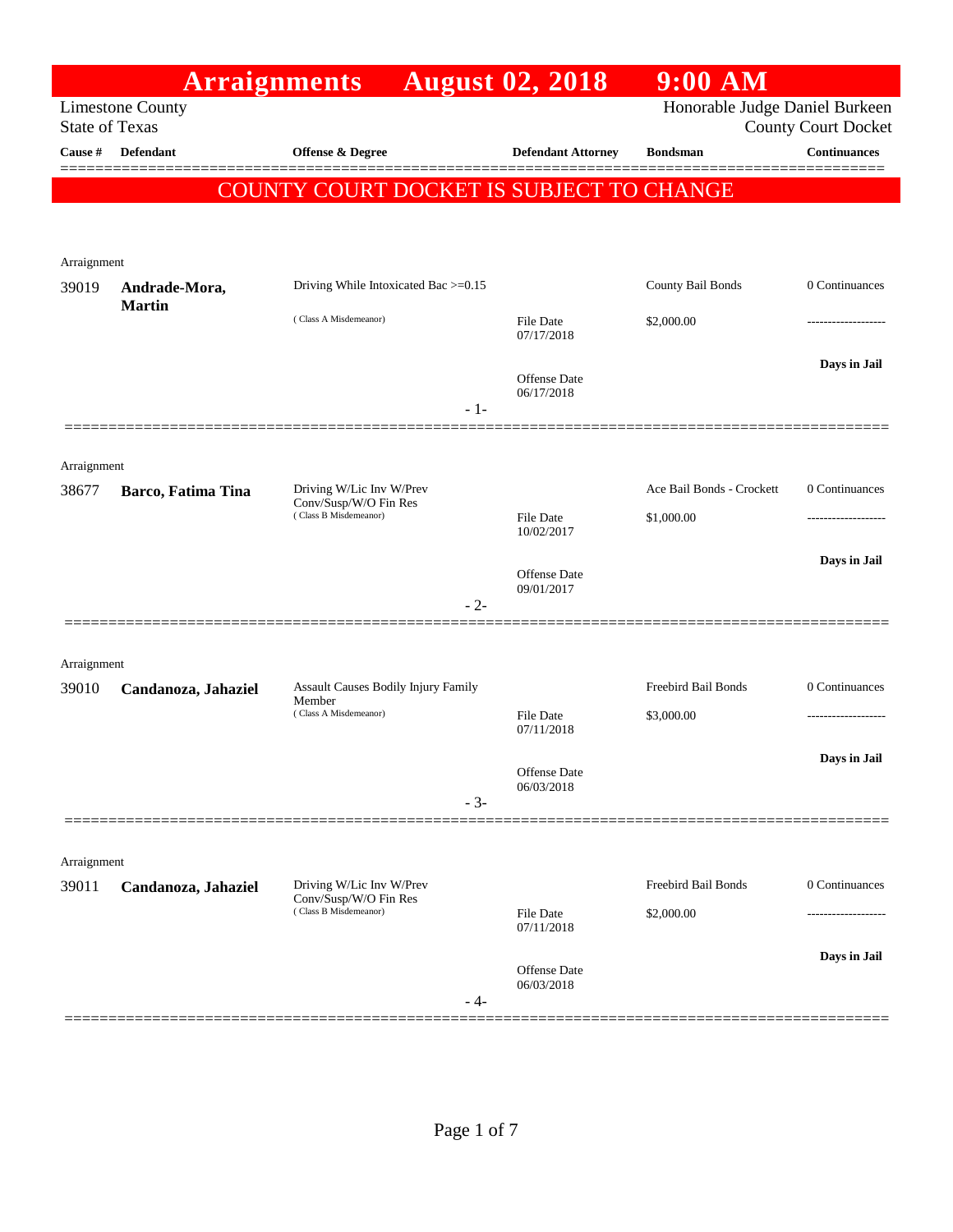# Arraignments August 02, 2018 9:00 AM

Limestone County
State of Texas

Honorable Judge Daniel Burkeen
County Court Docket

**COUNTY COURT DOCKET IS SUBJECT TO CHANGE**

| Cause # | Defendant | Offense & Degree | Defendant Attorney | Bondsman | Continuances |
|---|---|---|---|---|---|
| Arraignment | | | | | |
| 39019 | **Andrade-Mora, Martin** | Driving While Intoxicated Bac >=0.15 (Class A Misdemeanor) | File Date 07/17/2018; Offense Date 06/17/2018 | County Bail Bonds $2,000.00 | 0 Continuances; Days in Jail |
| Arraignment | | | | | |
| 38677 | **Barco, Fatima Tina** | Driving W/Lic Inv W/Prev Conv/Susp/W/O Fin Res (Class B Misdemeanor) | File Date 10/02/2017; Offense Date 09/01/2017 | Ace Bail Bonds - Crockett $1,000.00 | 0 Continuances; Days in Jail |
| Arraignment | | | | | |
| 39010 | **Candanoza, Jahaziel** | Assault Causes Bodily Injury Family Member (Class A Misdemeanor) | File Date 07/11/2018; Offense Date 06/03/2018 | Freebird Bail Bonds $3,000.00 | 0 Continuances; Days in Jail |
| Arraignment | | | | | |
| 39011 | **Candanoza, Jahaziel** | Driving W/Lic Inv W/Prev Conv/Susp/W/O Fin Res (Class B Misdemeanor) | File Date 07/11/2018; Offense Date 06/03/2018 | Freebird Bail Bonds $2,000.00 | 0 Continuances; Days in Jail |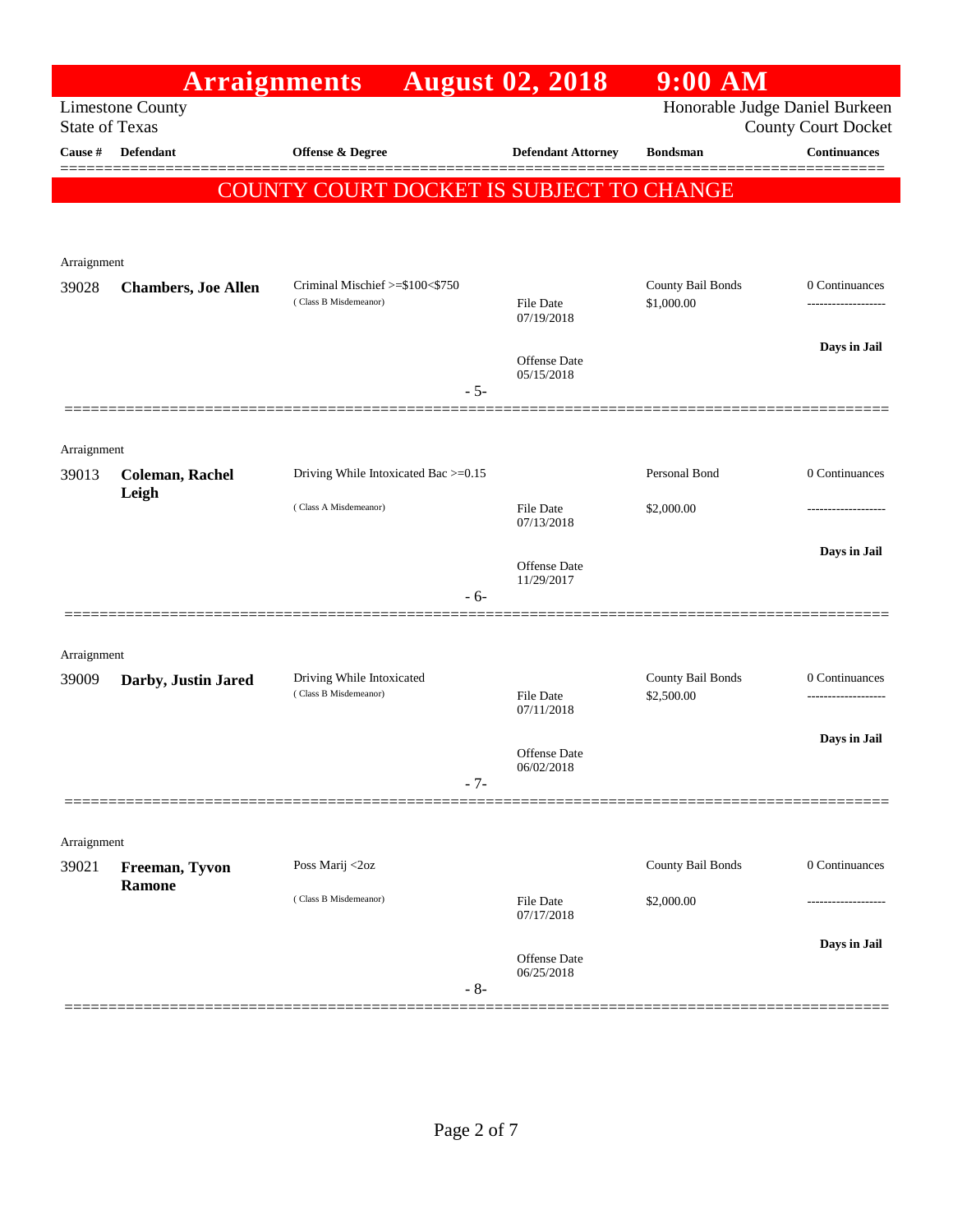# Arraignments August 02, 2018 9:00 AM

Limestone County
State of Texas

Honorable Judge Daniel Burkeen
County Court Docket

| Cause # | Defendant | Offense & Degree | Defendant Attorney | Bondsman | Continuances |
|---|---|---|---|---|---|

**COUNTY COURT DOCKET IS SUBJECT TO CHANGE**

| Cause # | Defendant | Offense & Degree | Dates | Bondsman | Continuances |
|---|---|---|---|---|---|
| Arraignment | | | | | |
| 39028 | **Chambers, Joe Allen** | Criminal Mischief >=$100<$750 (Class B Misdemeanor) | File Date 07/19/2018; Offense Date 05/15/2018 | County Bail Bonds $1,000.00 | 0 Continuances; Days in Jail |
| | | - 5- | | | |
| Arraignment | | | | | |
| 39013 | **Coleman, Rachel Leigh** | Driving While Intoxicated Bac >=0.15 (Class A Misdemeanor) | File Date 07/13/2018; Offense Date 11/29/2017 | Personal Bond $2,000.00 | 0 Continuances; Days in Jail |
| | | - 6- | | | |
| Arraignment | | | | | |
| 39009 | **Darby, Justin Jared** | Driving While Intoxicated (Class B Misdemeanor) | File Date 07/11/2018; Offense Date 06/02/2018 | County Bail Bonds $2,500.00 | 0 Continuances; Days in Jail |
| | | - 7- | | | |
| Arraignment | | | | | |
| 39021 | **Freeman, Tyvon Ramone** | Poss Marij <2oz (Class B Misdemeanor) | File Date 07/17/2018; Offense Date 06/25/2018 | County Bail Bonds $2,000.00 | 0 Continuances; Days in Jail |
| | | - 8- | | | |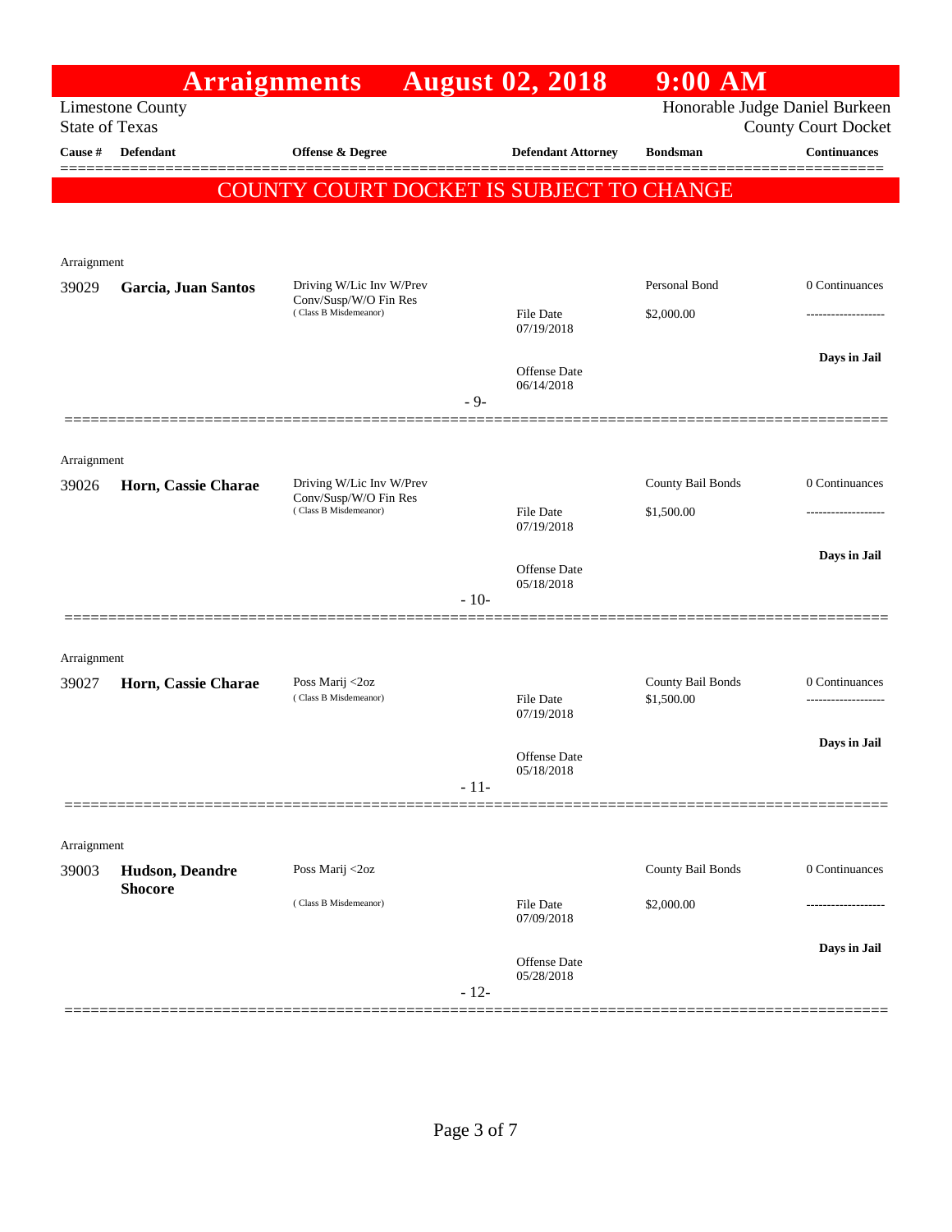# Arraignments August 02, 2018 9:00 AM

Limestone County
State of Texas

Honorable Judge Daniel Burkeen
County Court Docket

| Cause # | Defendant | Offense & Degree | Defendant Attorney | Bondsman | Continuances |
|---|---|---|---|---|---|

**COUNTY COURT DOCKET IS SUBJECT TO CHANGE**

Arraignment

| Cause # | Defendant | Offense & Degree | Defendant Attorney | Bondsman | Continuances |
|---|---|---|---|---|---|
| 39029 | **Garcia, Juan Santos** | Driving W/Lic Inv W/Prev Conv/Susp/W/O Fin Res (Class B Misdemeanor) | File Date 07/19/2018<br>Offense Date 06/14/2018 | Personal Bond<br>$2,000.00 | 0 Continuances<br>-------------------<br>**Days in Jail** |

- 9-

Arraignment

| Cause # | Defendant | Offense & Degree | Defendant Attorney | Bondsman | Continuances |
|---|---|---|---|---|---|
| 39026 | **Horn, Cassie Charae** | Driving W/Lic Inv W/Prev Conv/Susp/W/O Fin Res (Class B Misdemeanor) | File Date 07/19/2018<br>Offense Date 05/18/2018 | County Bail Bonds<br>$1,500.00 | 0 Continuances<br>-------------------<br>**Days in Jail** |

- 10-

Arraignment

| Cause # | Defendant | Offense & Degree | Defendant Attorney | Bondsman | Continuances |
|---|---|---|---|---|---|
| 39027 | **Horn, Cassie Charae** | Poss Marij <2oz (Class B Misdemeanor) | File Date 07/19/2018<br>Offense Date 05/18/2018 | County Bail Bonds<br>$1,500.00 | 0 Continuances<br>-------------------<br>**Days in Jail** |

- 11-

Arraignment

| Cause # | Defendant | Offense & Degree | Defendant Attorney | Bondsman | Continuances |
|---|---|---|---|---|---|
| 39003 | **Hudson, Deandre Shocore** | Poss Marij <2oz (Class B Misdemeanor) | File Date 07/09/2018<br>Offense Date 05/28/2018 | County Bail Bonds<br>$2,000.00 | 0 Continuances<br>-------------------<br>**Days in Jail** |

- 12-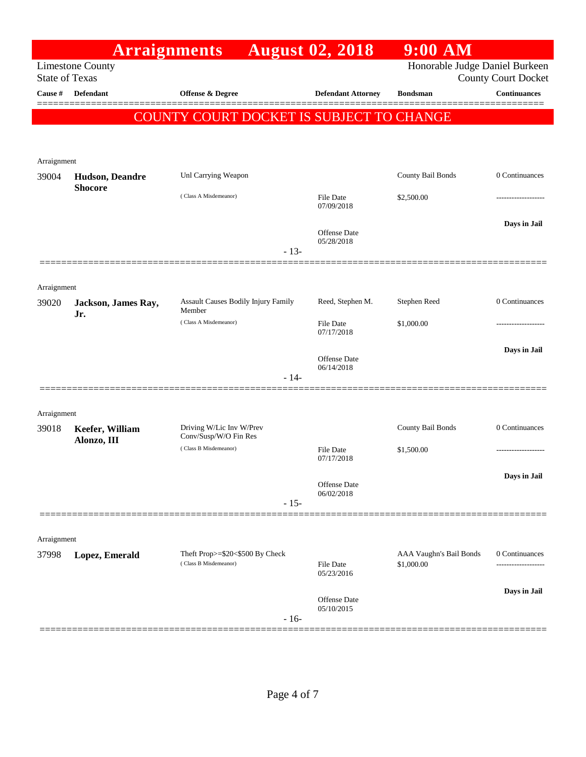# Arraignments August 02, 2018 9:00 AM

Limestone County
State of Texas

Honorable Judge Daniel Burkeen
County Court Docket

**COUNTY COURT DOCKET IS SUBJECT TO CHANGE**

| Cause # | Defendant | Offense & Degree | Defendant Attorney | Bondsman | Continuances |
|---|---|---|---|---|---|
| Arraignment | | | | | |
| 39004 | **Hudson, Deandre Shocore** | Unl Carrying Weapon (Class A Misdemeanor) | File Date 07/09/2018; Offense Date 05/28/2018 | County Bail Bonds $2,500.00 | 0 Continuances; Days in Jail |
| | | - 13- | | | |
| Arraignment | | | | | |
| 39020 | **Jackson, James Ray, Jr.** | Assault Causes Bodily Injury Family Member (Class A Misdemeanor) | Reed, Stephen M.; File Date 07/17/2018; Offense Date 06/14/2018 | Stephen Reed $1,000.00 | 0 Continuances; Days in Jail |
| | | - 14- | | | |
| Arraignment | | | | | |
| 39018 | **Keefer, William Alonzo, III** | Driving W/Lic Inv W/Prev Conv/Susp/W/O Fin Res (Class B Misdemeanor) | File Date 07/17/2018; Offense Date 06/02/2018 | County Bail Bonds $1,500.00 | 0 Continuances; Days in Jail |
| | | - 15- | | | |
| Arraignment | | | | | |
| 37998 | **Lopez, Emerald** | Theft Prop>=$20<$500 By Check (Class B Misdemeanor) | File Date 05/23/2016; Offense Date 05/10/2015 | AAA Vaughn's Bail Bonds $1,000.00 | 0 Continuances; Days in Jail |
| | | - 16- | | | |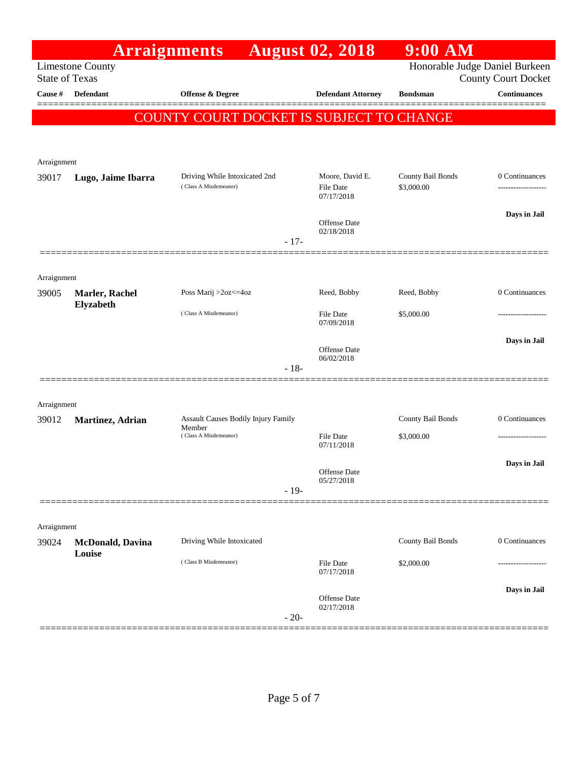# Arraignments August 02, 2018 9:00 AM

Limestone County
State of Texas

Honorable Judge Daniel Burkeen
County Court Docket

**COUNTY COURT DOCKET IS SUBJECT TO CHANGE**

| Cause # | Defendant | Offense & Degree | Defendant Attorney | Bondsman | Continuances |
|---|---|---|---|---|---|
| Arraignment | | | | | |
| 39017 | **Lugo, Jaime Ibarra** | Driving While Intoxicated 2nd (Class A Misdemeanor) | Moore, David E. File Date 07/17/2018 Offense Date 02/18/2018 | County Bail Bonds $3,000.00 | 0 Continuances ------------------- **Days in Jail** |
| | | - 17- | | | |
| Arraignment | | | | | |
| 39005 | **Marler, Rachel Elyzabeth** | Poss Marij >2oz<=4oz (Class A Misdemeanor) | Reed, Bobby File Date 07/09/2018 Offense Date 06/02/2018 | Reed, Bobby $5,000.00 | 0 Continuances ------------------- **Days in Jail** |
| | | - 18- | | | |
| Arraignment | | | | | |
| 39012 | **Martinez, Adrian** | Assault Causes Bodily Injury Family Member (Class A Misdemeanor) | File Date 07/11/2018 Offense Date 05/27/2018 | County Bail Bonds $3,000.00 | 0 Continuances ------------------- **Days in Jail** |
| | | - 19- | | | |
| Arraignment | | | | | |
| 39024 | **McDonald, Davina Louise** | Driving While Intoxicated (Class B Misdemeanor) | File Date 07/17/2018 Offense Date 02/17/2018 | County Bail Bonds $2,000.00 | 0 Continuances ------------------- **Days in Jail** |
| | | - 20- | | | |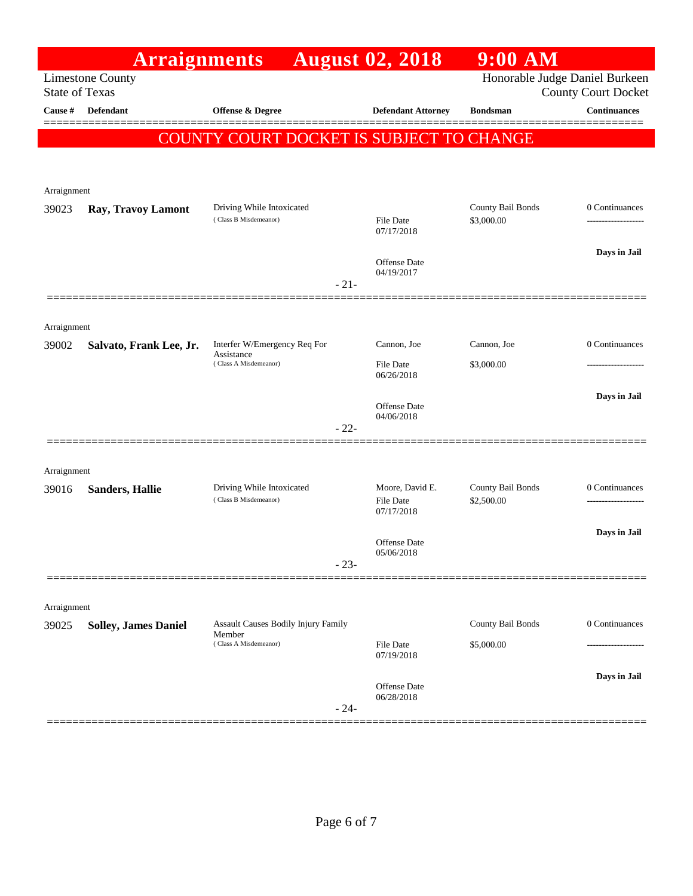# Arraignments August 02, 2018 9:00 AM

Limestone County
State of Texas

Honorable Judge Daniel Burkeen
County Court Docket

**COUNTY COURT DOCKET IS SUBJECT TO CHANGE**

| Cause # | Defendant | Offense & Degree | Defendant Attorney | Bondsman | Continuances |
|---|---|---|---|---|---|
| Arraignment | | | | | |
| 39023 | **Ray, Travoy Lamont** | Driving While Intoxicated (Class B Misdemeanor) | File Date 07/17/2018; Offense Date 04/19/2017 | County Bail Bonds $3,000.00 | 0 Continuances; Days in Jail |
| | | - 21- | | | |
| Arraignment | | | | | |
| 39002 | **Salvato, Frank Lee, Jr.** | Interfer W/Emergency Req For Assistance (Class A Misdemeanor) | Cannon, Joe; File Date 06/26/2018; Offense Date 04/06/2018 | Cannon, Joe $3,000.00 | 0 Continuances; Days in Jail |
| | | - 22- | | | |
| Arraignment | | | | | |
| 39016 | **Sanders, Hallie** | Driving While Intoxicated (Class B Misdemeanor) | Moore, David E.; File Date 07/17/2018; Offense Date 05/06/2018 | County Bail Bonds $2,500.00 | 0 Continuances; Days in Jail |
| | | - 23- | | | |
| Arraignment | | | | | |
| 39025 | **Solley, James Daniel** | Assault Causes Bodily Injury Family Member (Class A Misdemeanor) | File Date 07/19/2018; Offense Date 06/28/2018 | County Bail Bonds $5,000.00 | 0 Continuances; Days in Jail |
| | | - 24- | | | |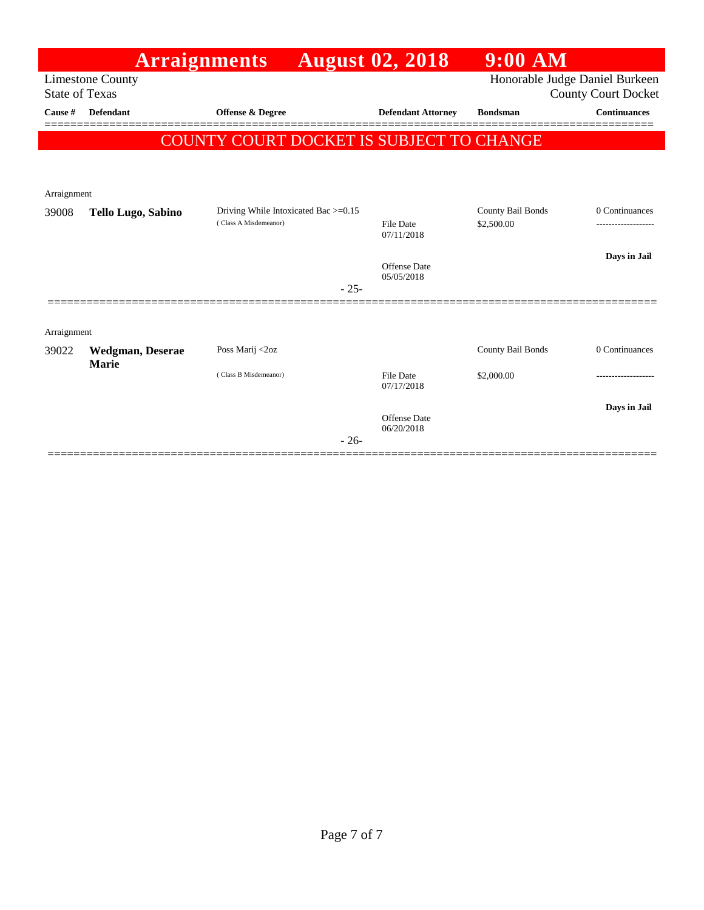# Arraignments August 02, 2018 9:00 AM

Limestone County
State of Texas

Honorable Judge Daniel Burkeen
County Court Docket

| Cause # | Defendant | Offense & Degree | Defendant Attorney | Bondsman | Continuances |
|---|---|---|---|---|---|

## COUNTY COURT DOCKET IS SUBJECT TO CHANGE

Arraignment

| Cause # | Defendant | Offense & Degree | Defendant Attorney | Bondsman | Continuances |
|---|---|---|---|---|---|
| 39008 | **Tello Lugo, Sabino** | Driving While Intoxicated Bac >=0.15 (Class A Misdemeanor) | File Date 07/11/2018 Offense Date 05/05/2018 | County Bail Bonds $2,500.00 | 0 Continuances ------------------- **Days in Jail** |

-25-

Arraignment

| Cause # | Defendant | Offense & Degree | Defendant Attorney | Bondsman | Continuances |
|---|---|---|---|---|---|
| 39022 | **Wedgman, Deserae Marie** | Poss Marij <2oz (Class B Misdemeanor) | File Date 07/17/2018 Offense Date 06/20/2018 | County Bail Bonds $2,000.00 | 0 Continuances ------------------- **Days in Jail** |

-26-